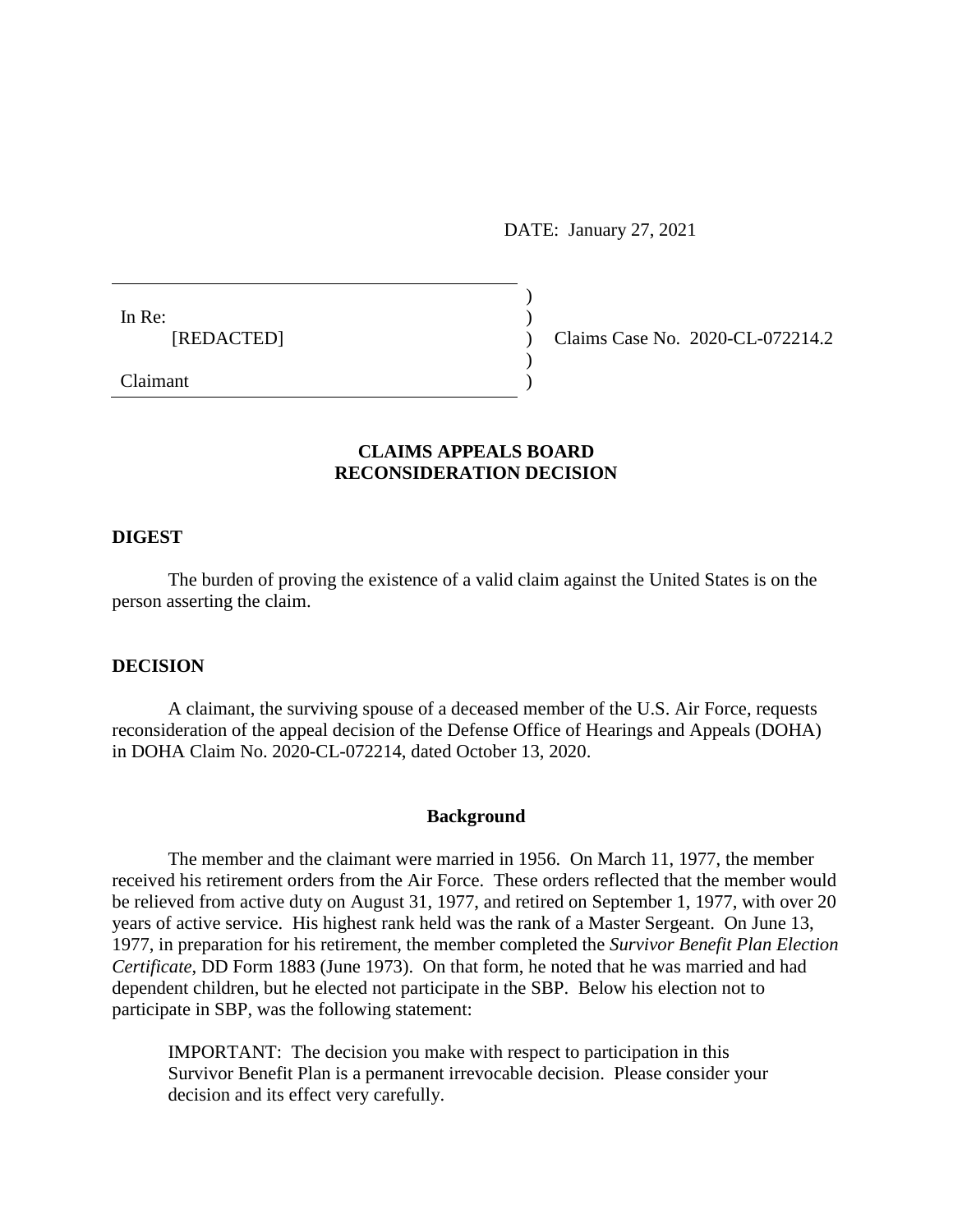DATE: January 27, 2021

| | | |
|---|---|---|
| In Re:<br>[REDACTED]<br><br>Claimant | ) | Claims Case No. 2020-CL-072214.2 |

## CLAIMS APPEALS BOARD
## RECONSIDERATION DECISION

### DIGEST

The burden of proving the existence of a valid claim against the United States is on the person asserting the claim.

### DECISION

A claimant, the surviving spouse of a deceased member of the U.S. Air Force, requests reconsideration of the appeal decision of the Defense Office of Hearings and Appeals (DOHA) in DOHA Claim No. 2020-CL-072214, dated October 13, 2020.

#### Background

The member and the claimant were married in 1956. On March 11, 1977, the member received his retirement orders from the Air Force. These orders reflected that the member would be relieved from active duty on August 31, 1977, and retired on September 1, 1977, with over 20 years of active service. His highest rank held was the rank of a Master Sergeant. On June 13, 1977, in preparation for his retirement, the member completed the *Survivor Benefit Plan Election Certificate*, DD Form 1883 (June 1973). On that form, he noted that he was married and had dependent children, but he elected not participate in the SBP. Below his election not to participate in SBP, was the following statement:

> IMPORTANT: The decision you make with respect to participation in this Survivor Benefit Plan is a permanent irrevocable decision. Please consider your decision and its effect very carefully.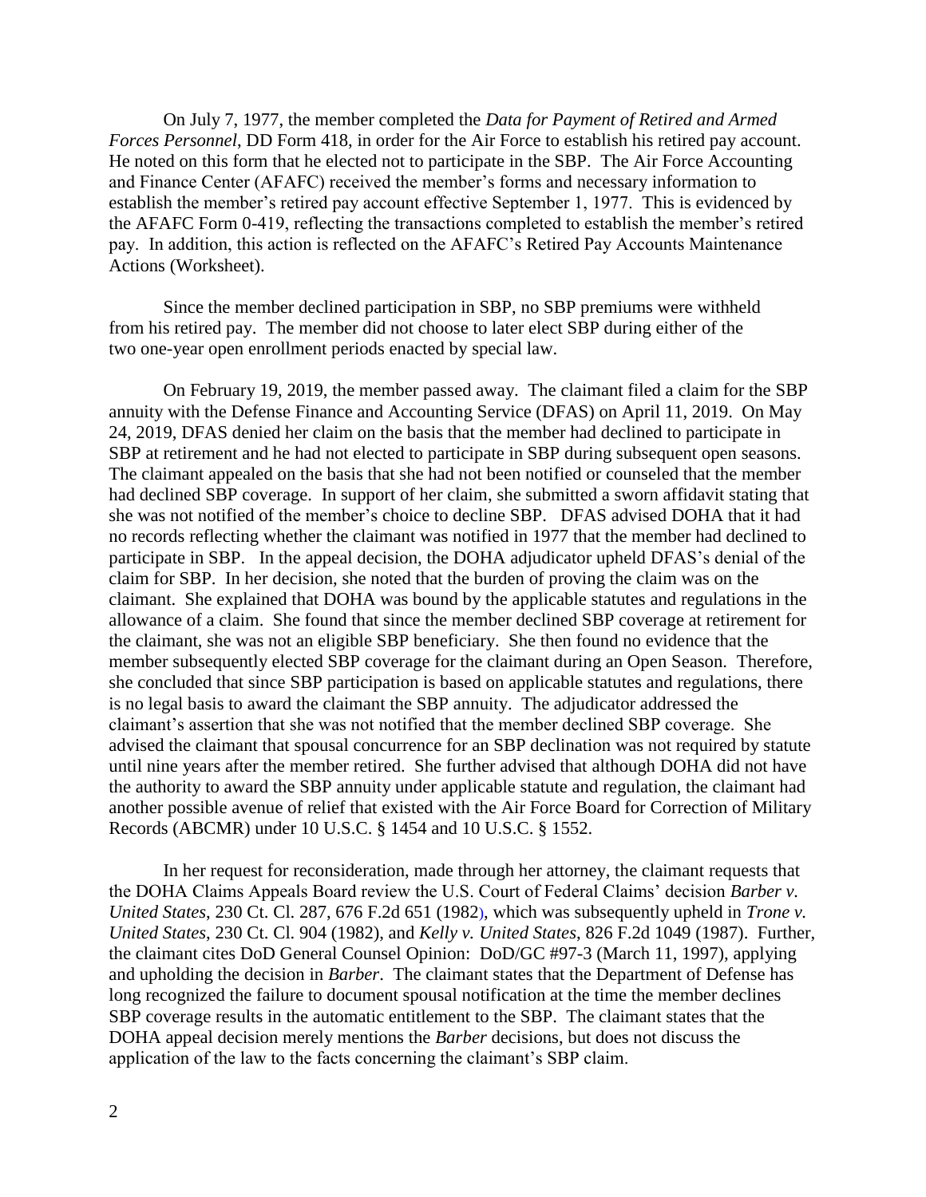On July 7, 1977, the member completed the *Data for Payment of Retired and Armed Forces Personnel*, DD Form 418, in order for the Air Force to establish his retired pay account. He noted on this form that he elected not to participate in the SBP. The Air Force Accounting and Finance Center (AFAFC) received the member's forms and necessary information to establish the member's retired pay account effective September 1, 1977. This is evidenced by the AFAFC Form 0-419, reflecting the transactions completed to establish the member's retired pay. In addition, this action is reflected on the AFAFC's Retired Pay Accounts Maintenance Actions (Worksheet).

Since the member declined participation in SBP, no SBP premiums were withheld from his retired pay. The member did not choose to later elect SBP during either of the two one-year open enrollment periods enacted by special law.

On February 19, 2019, the member passed away. The claimant filed a claim for the SBP annuity with the Defense Finance and Accounting Service (DFAS) on April 11, 2019. On May 24, 2019, DFAS denied her claim on the basis that the member had declined to participate in SBP at retirement and he had not elected to participate in SBP during subsequent open seasons. The claimant appealed on the basis that she had not been notified or counseled that the member had declined SBP coverage. In support of her claim, she submitted a sworn affidavit stating that she was not notified of the member's choice to decline SBP. DFAS advised DOHA that it had no records reflecting whether the claimant was notified in 1977 that the member had declined to participate in SBP. In the appeal decision, the DOHA adjudicator upheld DFAS's denial of the claim for SBP. In her decision, she noted that the burden of proving the claim was on the claimant. She explained that DOHA was bound by the applicable statutes and regulations in the allowance of a claim. She found that since the member declined SBP coverage at retirement for the claimant, she was not an eligible SBP beneficiary. She then found no evidence that the member subsequently elected SBP coverage for the claimant during an Open Season. Therefore, she concluded that since SBP participation is based on applicable statutes and regulations, there is no legal basis to award the claimant the SBP annuity. The adjudicator addressed the claimant's assertion that she was not notified that the member declined SBP coverage. She advised the claimant that spousal concurrence for an SBP declination was not required by statute until nine years after the member retired. She further advised that although DOHA did not have the authority to award the SBP annuity under applicable statute and regulation, the claimant had another possible avenue of relief that existed with the Air Force Board for Correction of Military Records (ABCMR) under 10 U.S.C. § 1454 and 10 U.S.C. § 1552.

In her request for reconsideration, made through her attorney, the claimant requests that the DOHA Claims Appeals Board review the U.S. Court of Federal Claims' decision *Barber v. United States*, 230 Ct. Cl. 287, 676 F.2d 651 (1982), which was subsequently upheld in *Trone v. United States*, 230 Ct. Cl. 904 (1982), and *Kelly v. United States*, 826 F.2d 1049 (1987). Further, the claimant cites DoD General Counsel Opinion: DoD/GC #97-3 (March 11, 1997), applying and upholding the decision in *Barber*. The claimant states that the Department of Defense has long recognized the failure to document spousal notification at the time the member declines SBP coverage results in the automatic entitlement to the SBP. The claimant states that the DOHA appeal decision merely mentions the *Barber* decisions, but does not discuss the application of the law to the facts concerning the claimant's SBP claim.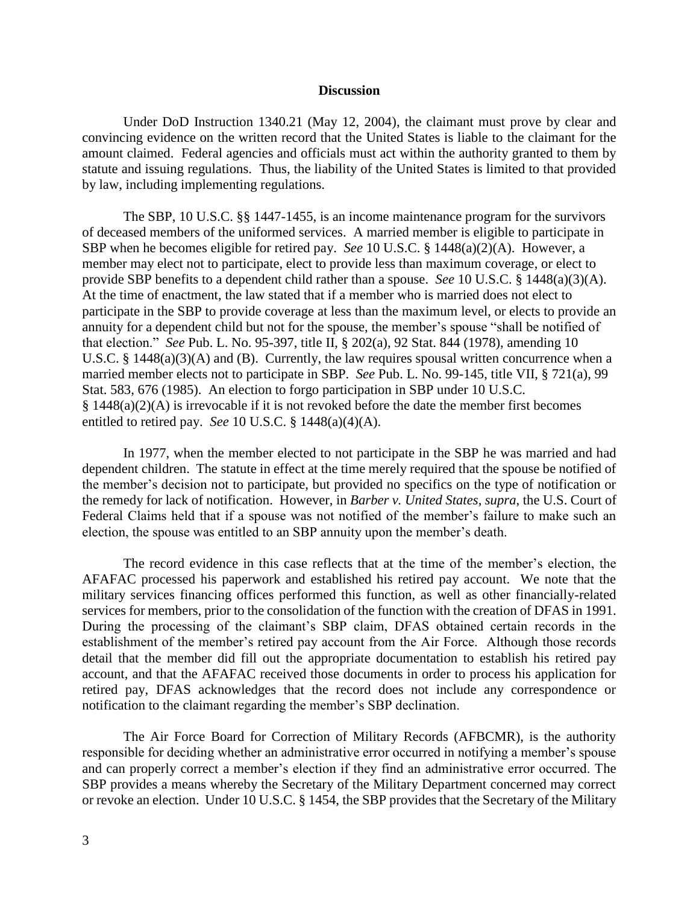**Discussion**

Under DoD Instruction 1340.21 (May 12, 2004), the claimant must prove by clear and convincing evidence on the written record that the United States is liable to the claimant for the amount claimed. Federal agencies and officials must act within the authority granted to them by statute and issuing regulations. Thus, the liability of the United States is limited to that provided by law, including implementing regulations.

The SBP, 10 U.S.C. §§ 1447-1455, is an income maintenance program for the survivors of deceased members of the uniformed services. A married member is eligible to participate in SBP when he becomes eligible for retired pay. *See* 10 U.S.C. § 1448(a)(2)(A). However, a member may elect not to participate, elect to provide less than maximum coverage, or elect to provide SBP benefits to a dependent child rather than a spouse. *See* 10 U.S.C. § 1448(a)(3)(A). At the time of enactment, the law stated that if a member who is married does not elect to participate in the SBP to provide coverage at less than the maximum level, or elects to provide an annuity for a dependent child but not for the spouse, the member's spouse "shall be notified of that election." *See* Pub. L. No. 95-397, title II, § 202(a), 92 Stat. 844 (1978), amending 10 U.S.C. § 1448(a)(3)(A) and (B). Currently, the law requires spousal written concurrence when a married member elects not to participate in SBP. *See* Pub. L. No. 99-145, title VII, § 721(a), 99 Stat. 583, 676 (1985). An election to forgo participation in SBP under 10 U.S.C. § 1448(a)(2)(A) is irrevocable if it is not revoked before the date the member first becomes entitled to retired pay. *See* 10 U.S.C. § 1448(a)(4)(A).

In 1977, when the member elected to not participate in the SBP he was married and had dependent children. The statute in effect at the time merely required that the spouse be notified of the member's decision not to participate, but provided no specifics on the type of notification or the remedy for lack of notification. However, in *Barber v. United States*, *supra*, the U.S. Court of Federal Claims held that if a spouse was not notified of the member's failure to make such an election, the spouse was entitled to an SBP annuity upon the member's death.

The record evidence in this case reflects that at the time of the member's election, the AFAFAC processed his paperwork and established his retired pay account. We note that the military services financing offices performed this function, as well as other financially-related services for members, prior to the consolidation of the function with the creation of DFAS in 1991. During the processing of the claimant's SBP claim, DFAS obtained certain records in the establishment of the member's retired pay account from the Air Force. Although those records detail that the member did fill out the appropriate documentation to establish his retired pay account, and that the AFAFAC received those documents in order to process his application for retired pay, DFAS acknowledges that the record does not include any correspondence or notification to the claimant regarding the member's SBP declination.

The Air Force Board for Correction of Military Records (AFBCMR), is the authority responsible for deciding whether an administrative error occurred in notifying a member's spouse and can properly correct a member's election if they find an administrative error occurred. The SBP provides a means whereby the Secretary of the Military Department concerned may correct or revoke an election. Under 10 U.S.C. § 1454, the SBP provides that the Secretary of the Military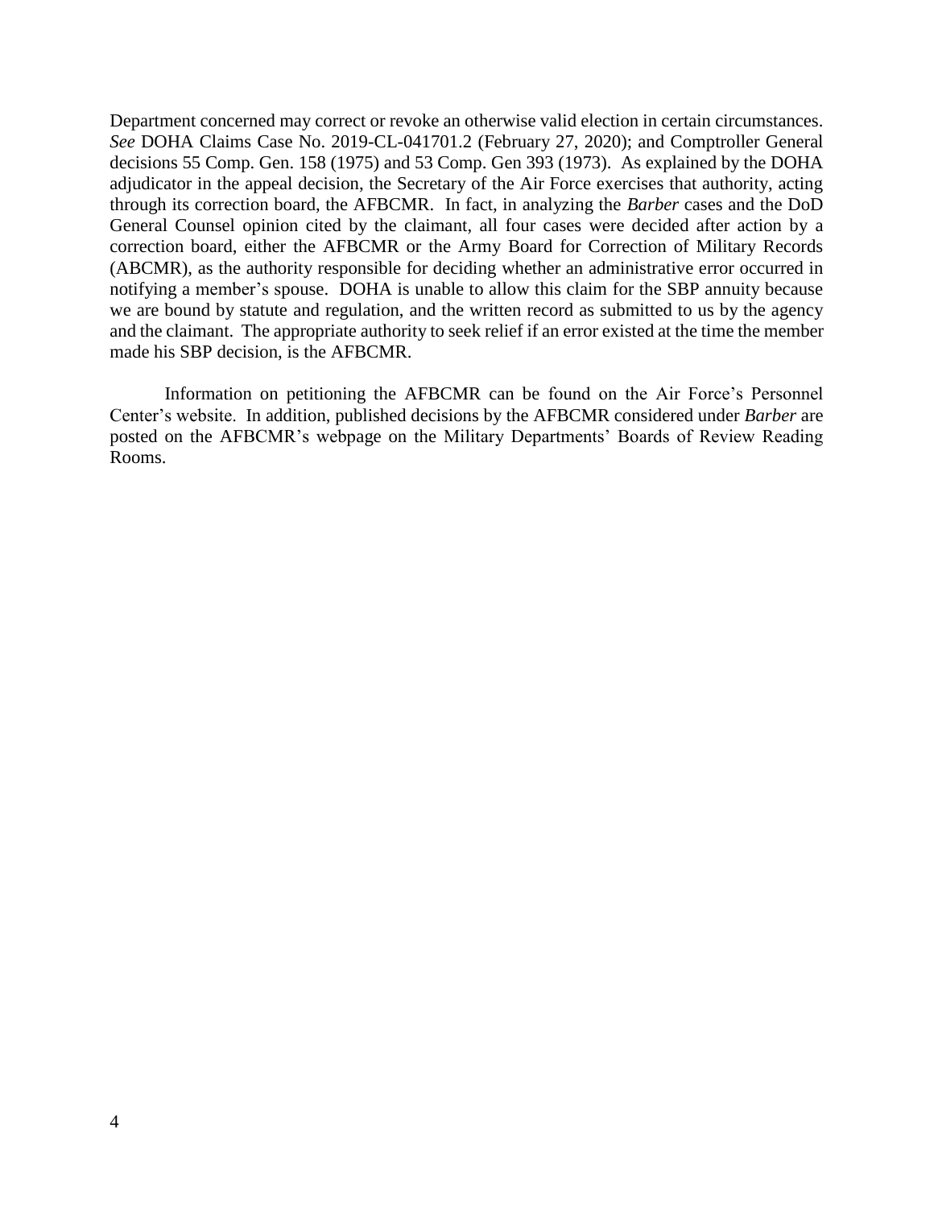Department concerned may correct or revoke an otherwise valid election in certain circumstances. *See* DOHA Claims Case No. 2019-CL-041701.2 (February 27, 2020); and Comptroller General decisions 55 Comp. Gen. 158 (1975) and 53 Comp. Gen 393 (1973). As explained by the DOHA adjudicator in the appeal decision, the Secretary of the Air Force exercises that authority, acting through its correction board, the AFBCMR. In fact, in analyzing the *Barber* cases and the DoD General Counsel opinion cited by the claimant, all four cases were decided after action by a correction board, either the AFBCMR or the Army Board for Correction of Military Records (ABCMR), as the authority responsible for deciding whether an administrative error occurred in notifying a member's spouse. DOHA is unable to allow this claim for the SBP annuity because we are bound by statute and regulation, and the written record as submitted to us by the agency and the claimant. The appropriate authority to seek relief if an error existed at the time the member made his SBP decision, is the AFBCMR.

Information on petitioning the AFBCMR can be found on the Air Force's Personnel Center's website. In addition, published decisions by the AFBCMR considered under *Barber* are posted on the AFBCMR's webpage on the Military Departments' Boards of Review Reading Rooms.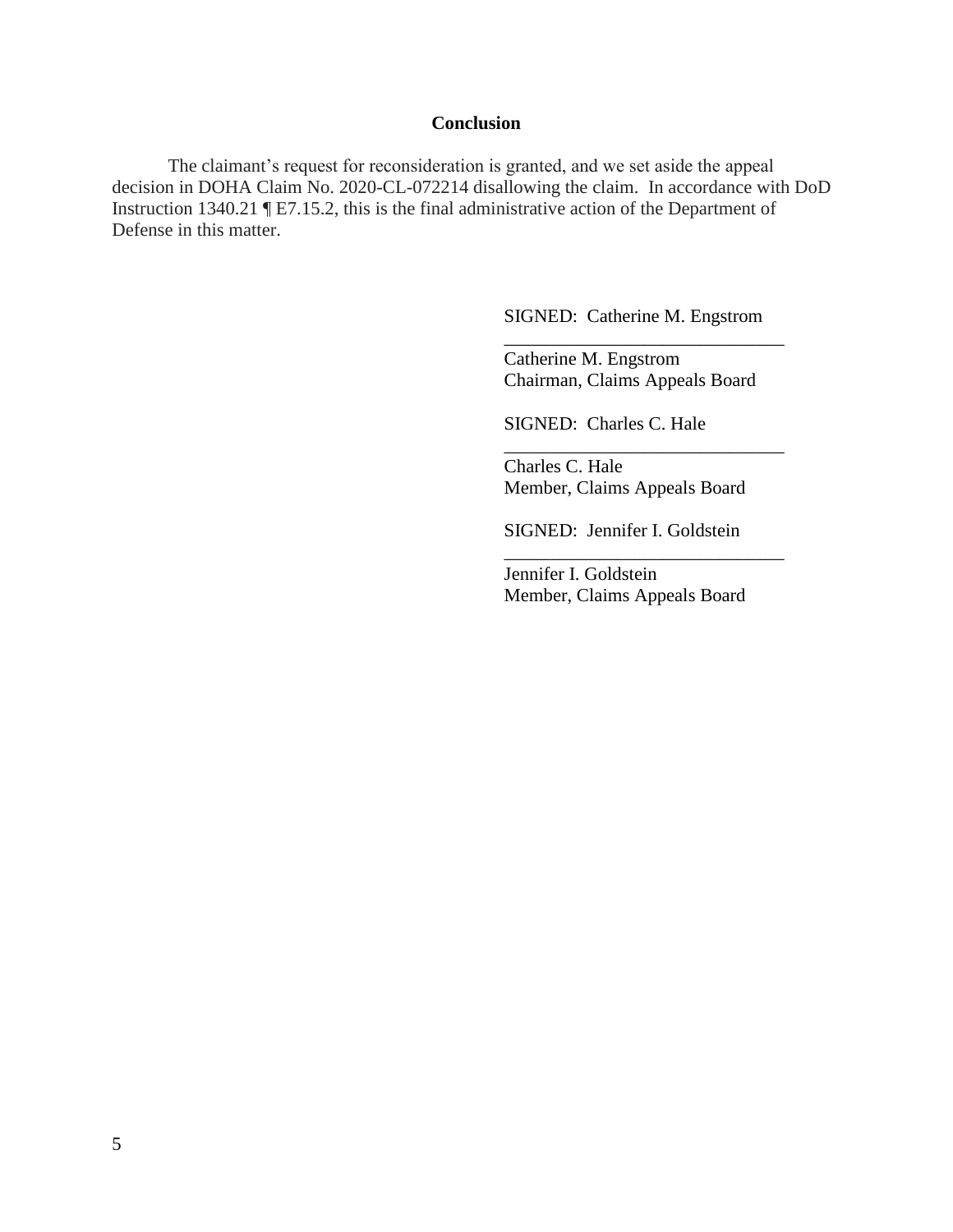## Conclusion

The claimant's request for reconsideration is granted, and we set aside the appeal decision in DOHA Claim No. 2020-CL-072214 disallowing the claim. In accordance with DoD Instruction 1340.21 ¶ E7.15.2, this is the final administrative action of the Department of Defense in this matter.

SIGNED: Catherine M. Engstrom

\_\_\_\_\_\_\_\_\_\_\_\_\_\_\_\_\_\_\_\_\_\_\_\_\_\_\_\_\_\_

Catherine M. Engstrom
Chairman, Claims Appeals Board

SIGNED: Charles C. Hale

\_\_\_\_\_\_\_\_\_\_\_\_\_\_\_\_\_\_\_\_\_\_\_\_\_\_\_\_\_\_

Charles C. Hale
Member, Claims Appeals Board

SIGNED: Jennifer I. Goldstein

\_\_\_\_\_\_\_\_\_\_\_\_\_\_\_\_\_\_\_\_\_\_\_\_\_\_\_\_\_\_

Jennifer I. Goldstein
Member, Claims Appeals Board